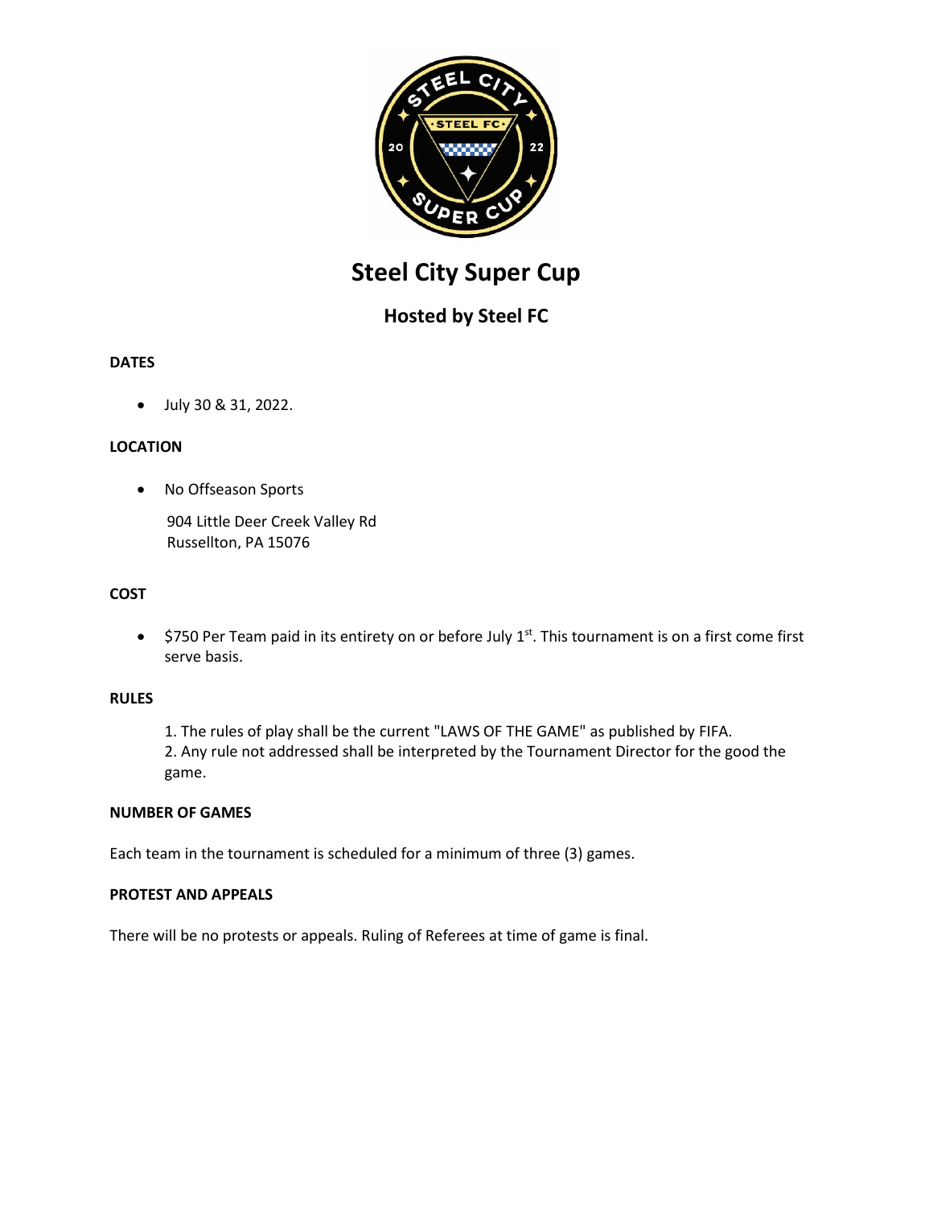# Steel City Super Cup

## Hosted by Steel FC

**DATES**

- July 30 & 31, 2022.

**LOCATION**

- No Offseason Sports

  904 Little Deer Creek Valley Rd
  Russellton, PA 15076

**COST**

- $750 Per Team paid in its entirety on or before July 1st. This tournament is on a first come first serve basis.

**RULES**

1. The rules of play shall be the current "LAWS OF THE GAME" as published by FIFA.
2. Any rule not addressed shall be interpreted by the Tournament Director for the good the game.

**NUMBER OF GAMES**

Each team in the tournament is scheduled for a minimum of three (3) games.

**PROTEST AND APPEALS**

There will be no protests or appeals. Ruling of Referees at time of game is final.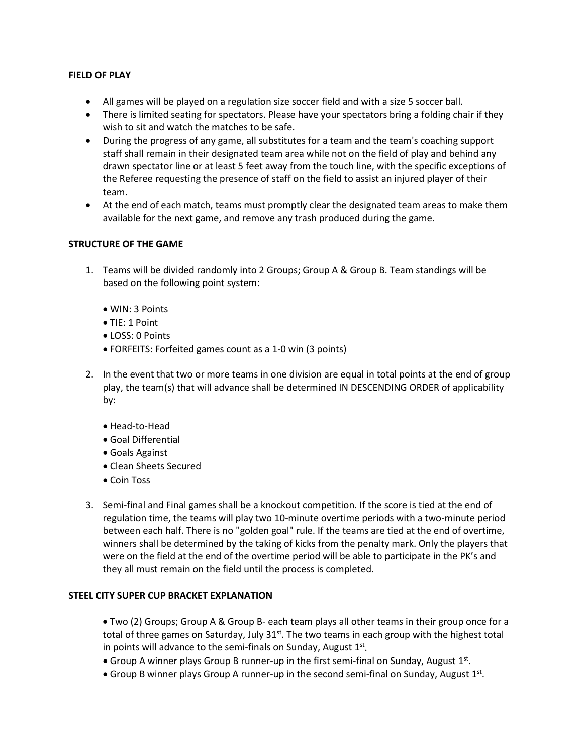**FIELD OF PLAY**

- All games will be played on a regulation size soccer field and with a size 5 soccer ball.
- There is limited seating for spectators. Please have your spectators bring a folding chair if they wish to sit and watch the matches to be safe.
- During the progress of any game, all substitutes for a team and the team's coaching support staff shall remain in their designated team area while not on the field of play and behind any drawn spectator line or at least 5 feet away from the touch line, with the specific exceptions of the Referee requesting the presence of staff on the field to assist an injured player of their team.
- At the end of each match, teams must promptly clear the designated team areas to make them available for the next game, and remove any trash produced during the game.

**STRUCTURE OF THE GAME**

1. Teams will be divided randomly into 2 Groups; Group A & Group B. Team standings will be based on the following point system:

   - WIN: 3 Points
   - TIE: 1 Point
   - LOSS: 0 Points
   - FORFEITS: Forfeited games count as a 1-0 win (3 points)

2. In the event that two or more teams in one division are equal in total points at the end of group play, the team(s) that will advance shall be determined IN DESCENDING ORDER of applicability by:

   - Head-to-Head
   - Goal Differential
   - Goals Against
   - Clean Sheets Secured
   - Coin Toss

3. Semi-final and Final games shall be a knockout competition. If the score is tied at the end of regulation time, the teams will play two 10-minute overtime periods with a two-minute period between each half. There is no "golden goal" rule. If the teams are tied at the end of overtime, winners shall be determined by the taking of kicks from the penalty mark. Only the players that were on the field at the end of the overtime period will be able to participate in the PK's and they all must remain on the field until the process is completed.

**STEEL CITY SUPER CUP BRACKET EXPLANATION**

- Two (2) Groups; Group A & Group B- each team plays all other teams in their group once for a total of three games on Saturday, July 31st. The two teams in each group with the highest total in points will advance to the semi-finals on Sunday, August 1st.
- Group A winner plays Group B runner-up in the first semi-final on Sunday, August 1st.
- Group B winner plays Group A runner-up in the second semi-final on Sunday, August 1st.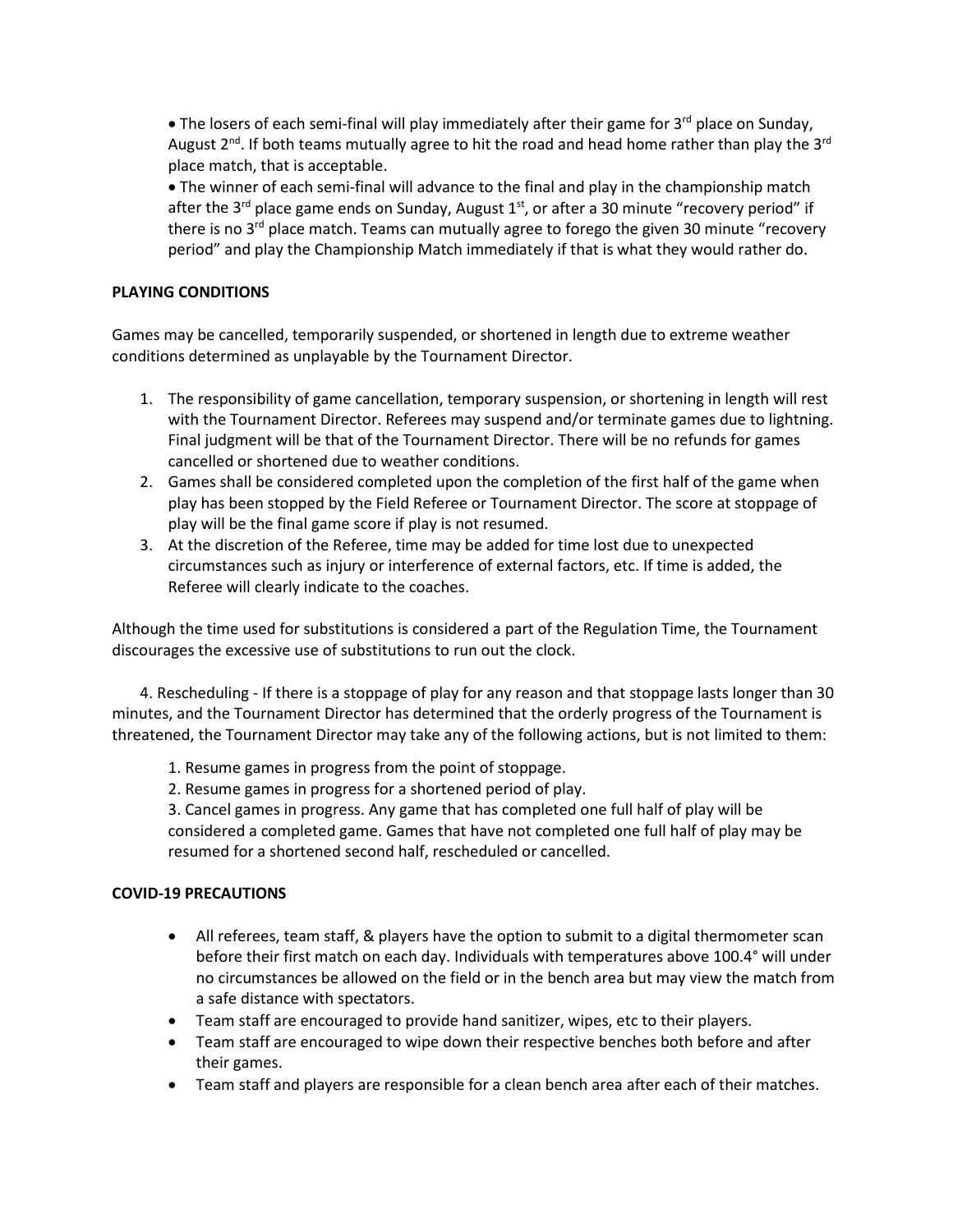- The losers of each semi-final will play immediately after their game for 3rd place on Sunday, August 2nd. If both teams mutually agree to hit the road and head home rather than play the 3rd place match, that is acceptable.
- The winner of each semi-final will advance to the final and play in the championship match after the 3rd place game ends on Sunday, August 1st, or after a 30 minute "recovery period" if there is no 3rd place match. Teams can mutually agree to forego the given 30 minute "recovery period" and play the Championship Match immediately if that is what they would rather do.

**PLAYING CONDITIONS**

Games may be cancelled, temporarily suspended, or shortened in length due to extreme weather conditions determined as unplayable by the Tournament Director.

1. The responsibility of game cancellation, temporary suspension, or shortening in length will rest with the Tournament Director. Referees may suspend and/or terminate games due to lightning. Final judgment will be that of the Tournament Director. There will be no refunds for games cancelled or shortened due to weather conditions.
2. Games shall be considered completed upon the completion of the first half of the game when play has been stopped by the Field Referee or Tournament Director. The score at stoppage of play will be the final game score if play is not resumed.
3. At the discretion of the Referee, time may be added for time lost due to unexpected circumstances such as injury or interference of external factors, etc. If time is added, the Referee will clearly indicate to the coaches.

Although the time used for substitutions is considered a part of the Regulation Time, the Tournament discourages the excessive use of substitutions to run out the clock.

4. Rescheduling - If there is a stoppage of play for any reason and that stoppage lasts longer than 30 minutes, and the Tournament Director has determined that the orderly progress of the Tournament is threatened, the Tournament Director may take any of the following actions, but is not limited to them:

   1. Resume games in progress from the point of stoppage.
   2. Resume games in progress for a shortened period of play.
   3. Cancel games in progress. Any game that has completed one full half of play will be considered a completed game. Games that have not completed one full half of play may be resumed for a shortened second half, rescheduled or cancelled.

**COVID-19 PRECAUTIONS**

- All referees, team staff, & players have the option to submit to a digital thermometer scan before their first match on each day. Individuals with temperatures above 100.4° will under no circumstances be allowed on the field or in the bench area but may view the match from a safe distance with spectators.
- Team staff are encouraged to provide hand sanitizer, wipes, etc to their players.
- Team staff are encouraged to wipe down their respective benches both before and after their games.
- Team staff and players are responsible for a clean bench area after each of their matches.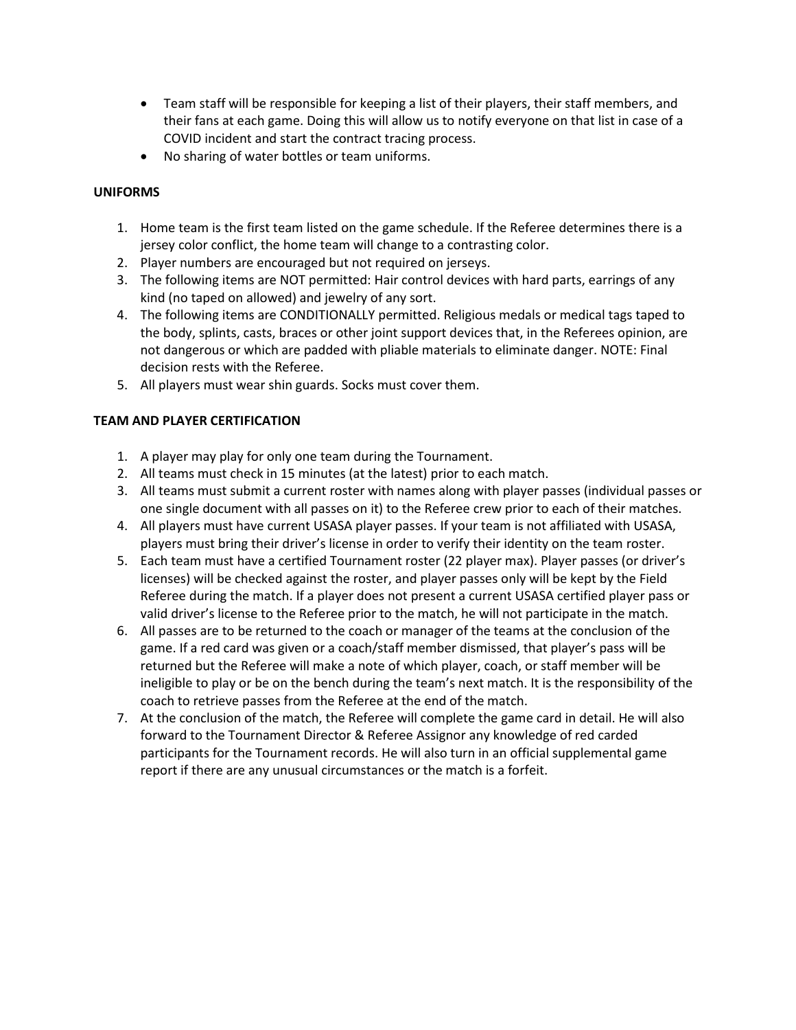- Team staff will be responsible for keeping a list of their players, their staff members, and their fans at each game. Doing this will allow us to notify everyone on that list in case of a COVID incident and start the contract tracing process.
- No sharing of water bottles or team uniforms.

**UNIFORMS**

1. Home team is the first team listed on the game schedule. If the Referee determines there is a jersey color conflict, the home team will change to a contrasting color.
2. Player numbers are encouraged but not required on jerseys.
3. The following items are NOT permitted: Hair control devices with hard parts, earrings of any kind (no taped on allowed) and jewelry of any sort.
4. The following items are CONDITIONALLY permitted. Religious medals or medical tags taped to the body, splints, casts, braces or other joint support devices that, in the Referees opinion, are not dangerous or which are padded with pliable materials to eliminate danger. NOTE: Final decision rests with the Referee.
5. All players must wear shin guards. Socks must cover them.

**TEAM AND PLAYER CERTIFICATION**

1. A player may play for only one team during the Tournament.
2. All teams must check in 15 minutes (at the latest) prior to each match.
3. All teams must submit a current roster with names along with player passes (individual passes or one single document with all passes on it) to the Referee crew prior to each of their matches.
4. All players must have current USASA player passes. If your team is not affiliated with USASA, players must bring their driver's license in order to verify their identity on the team roster.
5. Each team must have a certified Tournament roster (22 player max). Player passes (or driver's licenses) will be checked against the roster, and player passes only will be kept by the Field Referee during the match. If a player does not present a current USASA certified player pass or valid driver's license to the Referee prior to the match, he will not participate in the match.
6. All passes are to be returned to the coach or manager of the teams at the conclusion of the game. If a red card was given or a coach/staff member dismissed, that player's pass will be returned but the Referee will make a note of which player, coach, or staff member will be ineligible to play or be on the bench during the team's next match. It is the responsibility of the coach to retrieve passes from the Referee at the end of the match.
7. At the conclusion of the match, the Referee will complete the game card in detail. He will also forward to the Tournament Director & Referee Assignor any knowledge of red carded participants for the Tournament records. He will also turn in an official supplemental game report if there are any unusual circumstances or the match is a forfeit.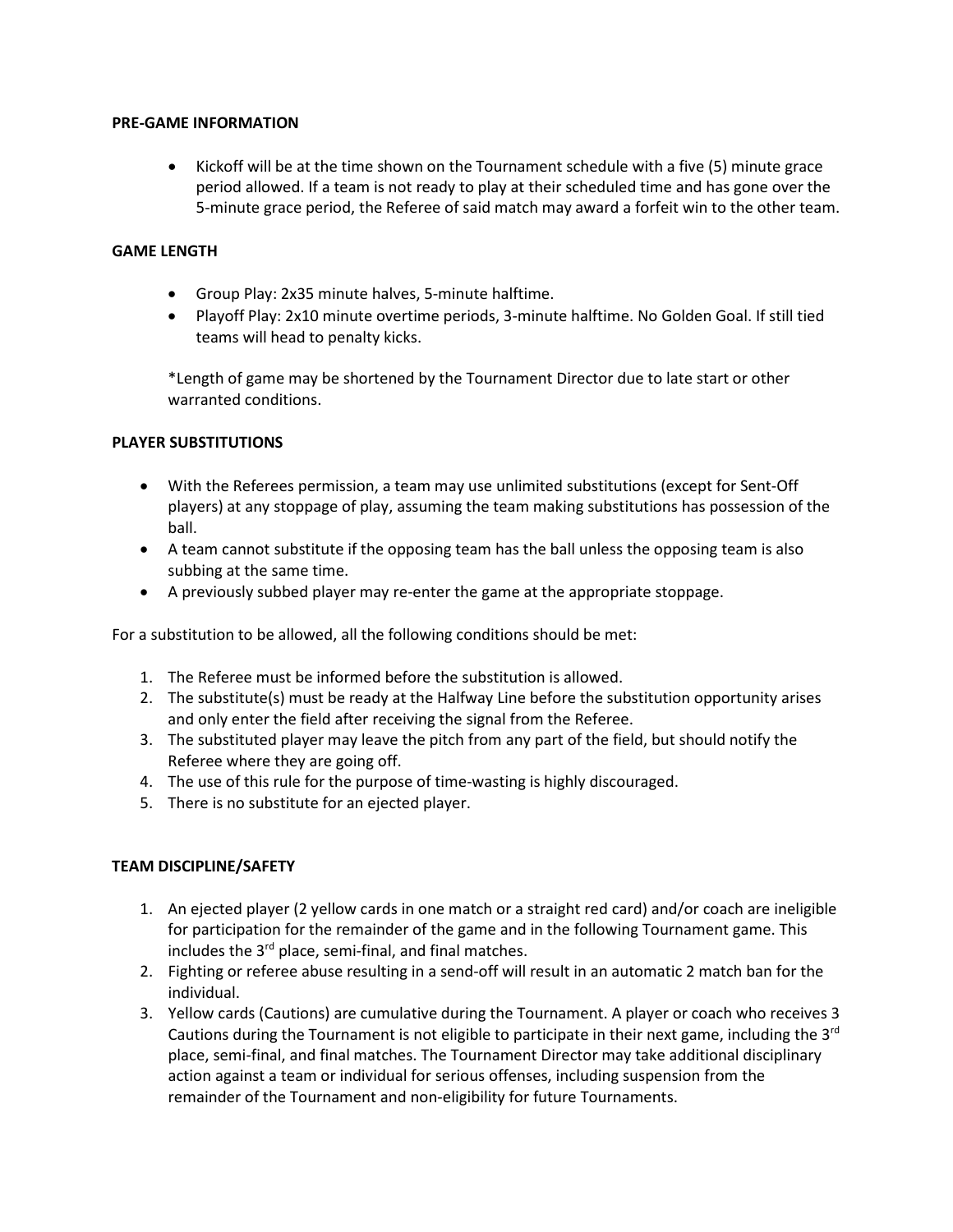**PRE-GAME INFORMATION**

- Kickoff will be at the time shown on the Tournament schedule with a five (5) minute grace period allowed. If a team is not ready to play at their scheduled time and has gone over the 5-minute grace period, the Referee of said match may award a forfeit win to the other team.

**GAME LENGTH**

- Group Play: 2x35 minute halves, 5-minute halftime.
- Playoff Play: 2x10 minute overtime periods, 3-minute halftime. No Golden Goal. If still tied teams will head to penalty kicks.

*Length of game may be shortened by the Tournament Director due to late start or other warranted conditions.

**PLAYER SUBSTITUTIONS**

- With the Referees permission, a team may use unlimited substitutions (except for Sent-Off players) at any stoppage of play, assuming the team making substitutions has possession of the ball.
- A team cannot substitute if the opposing team has the ball unless the opposing team is also subbing at the same time.
- A previously subbed player may re-enter the game at the appropriate stoppage.

For a substitution to be allowed, all the following conditions should be met:

1. The Referee must be informed before the substitution is allowed.
2. The substitute(s) must be ready at the Halfway Line before the substitution opportunity arises and only enter the field after receiving the signal from the Referee.
3. The substituted player may leave the pitch from any part of the field, but should notify the Referee where they are going off.
4. The use of this rule for the purpose of time-wasting is highly discouraged.
5. There is no substitute for an ejected player.

**TEAM DISCIPLINE/SAFETY**

1. An ejected player (2 yellow cards in one match or a straight red card) and/or coach are ineligible for participation for the remainder of the game and in the following Tournament game. This includes the 3rd place, semi-final, and final matches.
2. Fighting or referee abuse resulting in a send-off will result in an automatic 2 match ban for the individual.
3. Yellow cards (Cautions) are cumulative during the Tournament. A player or coach who receives 3 Cautions during the Tournament is not eligible to participate in their next game, including the 3rd place, semi-final, and final matches. The Tournament Director may take additional disciplinary action against a team or individual for serious offenses, including suspension from the remainder of the Tournament and non-eligibility for future Tournaments.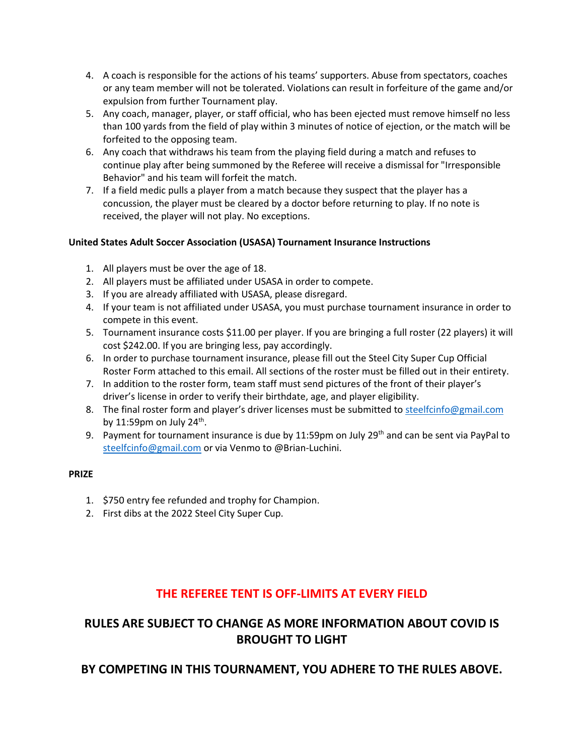4. A coach is responsible for the actions of his teams' supporters. Abuse from spectators, coaches or any team member will not be tolerated. Violations can result in forfeiture of the game and/or expulsion from further Tournament play.
5. Any coach, manager, player, or staff official, who has been ejected must remove himself no less than 100 yards from the field of play within 3 minutes of notice of ejection, or the match will be forfeited to the opposing team.
6. Any coach that withdraws his team from the playing field during a match and refuses to continue play after being summoned by the Referee will receive a dismissal for "Irresponsible Behavior" and his team will forfeit the match.
7. If a field medic pulls a player from a match because they suspect that the player has a concussion, the player must be cleared by a doctor before returning to play. If no note is received, the player will not play. No exceptions.

**United States Adult Soccer Association (USASA) Tournament Insurance Instructions**

1. All players must be over the age of 18.
2. All players must be affiliated under USASA in order to compete.
3. If you are already affiliated with USASA, please disregard.
4. If your team is not affiliated under USASA, you must purchase tournament insurance in order to compete in this event.
5. Tournament insurance costs $11.00 per player. If you are bringing a full roster (22 players) it will cost $242.00. If you are bringing less, pay accordingly.
6. In order to purchase tournament insurance, please fill out the Steel City Super Cup Official Roster Form attached to this email. All sections of the roster must be filled out in their entirety.
7. In addition to the roster form, team staff must send pictures of the front of their player's driver's license in order to verify their birthdate, age, and player eligibility.
8. The final roster form and player's driver licenses must be submitted to steelfcinfo@gmail.com by 11:59pm on July 24th.
9. Payment for tournament insurance is due by 11:59pm on July 29th and can be sent via PayPal to steelfcinfo@gmail.com or via Venmo to @Brian-Luchini.

**PRIZE**

1. $750 entry fee refunded and trophy for Champion.
2. First dibs at the 2022 Steel City Super Cup.

## THE REFEREE TENT IS OFF-LIMITS AT EVERY FIELD

## RULES ARE SUBJECT TO CHANGE AS MORE INFORMATION ABOUT COVID IS BROUGHT TO LIGHT

## BY COMPETING IN THIS TOURNAMENT, YOU ADHERE TO THE RULES ABOVE.